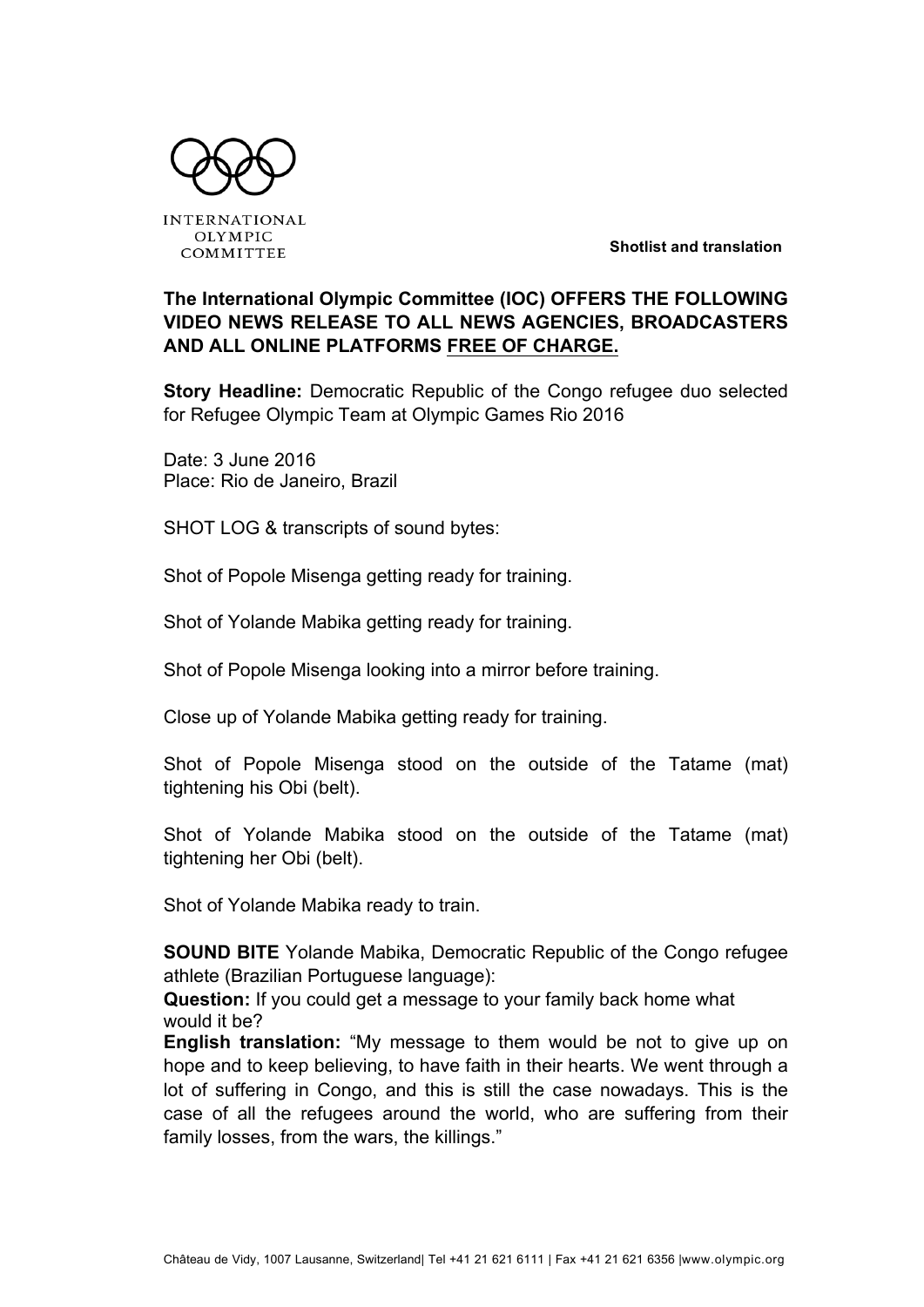INTERNATIONAL OLYMPIC COMMITTEE

**Shotlist and translation**

**The International Olympic Committee (IOC) OFFERS THE FOLLOWING VIDEO NEWS RELEASE TO ALL NEWS AGENCIES, BROADCASTERS AND ALL ONLINE PLATFORMS FREE OF CHARGE.**

**Story Headline:** Democratic Republic of the Congo refugee duo selected for Refugee Olympic Team at Olympic Games Rio 2016

Date: 3 June 2016
Place: Rio de Janeiro, Brazil

SHOT LOG & transcripts of sound bytes:

Shot of Popole Misenga getting ready for training.

Shot of Yolande Mabika getting ready for training.

Shot of Popole Misenga looking into a mirror before training.

Close up of Yolande Mabika getting ready for training.

Shot of Popole Misenga stood on the outside of the Tatame (mat) tightening his Obi (belt).

Shot of Yolande Mabika stood on the outside of the Tatame (mat) tightening her Obi (belt).

Shot of Yolande Mabika ready to train.

**SOUND BITE** Yolande Mabika, Democratic Republic of the Congo refugee athlete (Brazilian Portuguese language):
**Question:** If you could get a message to your family back home what would it be?
**English translation:** "My message to them would be not to give up on hope and to keep believing, to have faith in their hearts. We went through a lot of suffering in Congo, and this is still the case nowadays. This is the case of all the refugees around the world, who are suffering from their family losses, from the wars, the killings."

Château de Vidy, 1007 Lausanne, Switzerland| Tel +41 21 621 6111 | Fax +41 21 621 6356 |www.olympic.org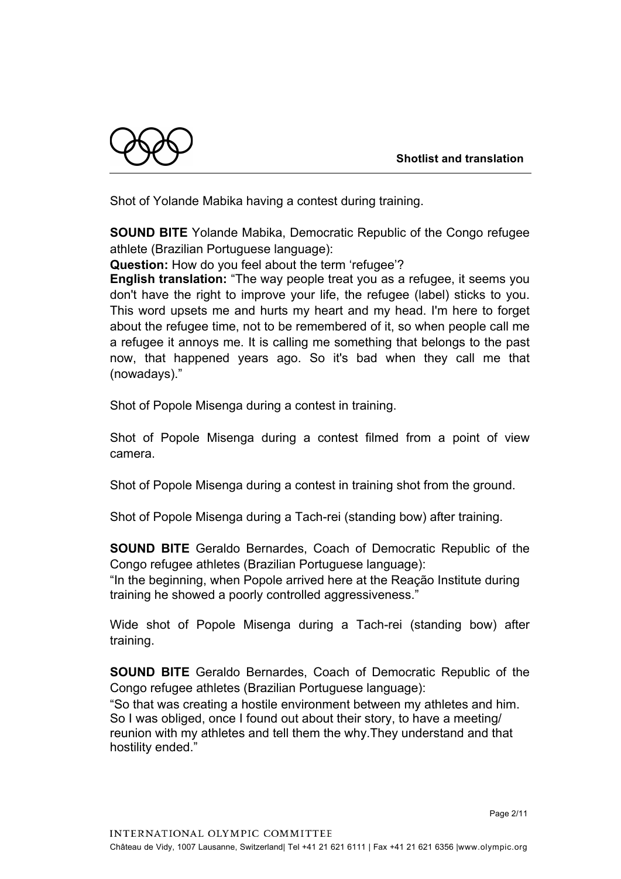Shot of Yolande Mabika having a contest during training.

**SOUND BITE** Yolande Mabika, Democratic Republic of the Congo refugee athlete (Brazilian Portuguese language):
**Question:** How do you feel about the term 'refugee'?
**English translation:** "The way people treat you as a refugee, it seems you don't have the right to improve your life, the refugee (label) sticks to you. This word upsets me and hurts my heart and my head. I'm here to forget about the refugee time, not to be remembered of it, so when people call me a refugee it annoys me. It is calling me something that belongs to the past now, that happened years ago. So it's bad when they call me that (nowadays)."

Shot of Popole Misenga during a contest in training.

Shot of Popole Misenga during a contest filmed from a point of view camera.

Shot of Popole Misenga during a contest in training shot from the ground.

Shot of Popole Misenga during a Tach-rei (standing bow) after training.

**SOUND BITE** Geraldo Bernardes, Coach of Democratic Republic of the Congo refugee athletes (Brazilian Portuguese language):
"In the beginning, when Popole arrived here at the Reação Institute during training he showed a poorly controlled aggressiveness."

Wide shot of Popole Misenga during a Tach-rei (standing bow) after training.

**SOUND BITE** Geraldo Bernardes, Coach of Democratic Republic of the Congo refugee athletes (Brazilian Portuguese language):
"So that was creating a hostile environment between my athletes and him. So I was obliged, once I found out about their story, to have a meeting/ reunion with my athletes and tell them the why.They understand and that hostility ended."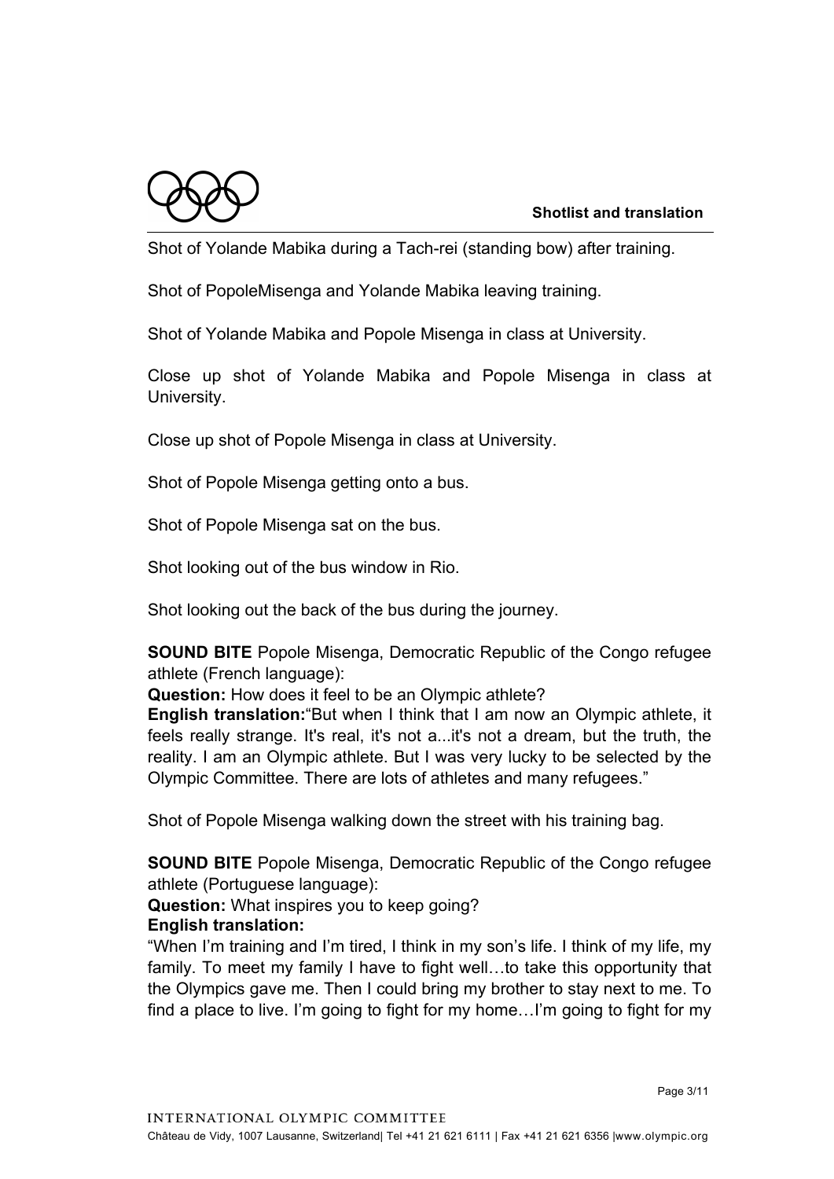Shot of Yolande Mabika during a Tach-rei (standing bow) after training.

Shot of PopoleMisenga and Yolande Mabika leaving training.

Shot of Yolande Mabika and Popole Misenga in class at University.

Close up shot of Yolande Mabika and Popole Misenga in class at University.

Close up shot of Popole Misenga in class at University.

Shot of Popole Misenga getting onto a bus.

Shot of Popole Misenga sat on the bus.

Shot looking out of the bus window in Rio.

Shot looking out the back of the bus during the journey.

**SOUND BITE** Popole Misenga, Democratic Republic of the Congo refugee athlete (French language):
**Question:** How does it feel to be an Olympic athlete?
**English translation:**"But when I think that I am now an Olympic athlete, it feels really strange. It's real, it's not a...it's not a dream, but the truth, the reality. I am an Olympic athlete. But I was very lucky to be selected by the Olympic Committee. There are lots of athletes and many refugees."

Shot of Popole Misenga walking down the street with his training bag.

**SOUND BITE** Popole Misenga, Democratic Republic of the Congo refugee athlete (Portuguese language):
**Question:** What inspires you to keep going?
**English translation:**
"When I'm training and I'm tired, I think in my son's life. I think of my life, my family. To meet my family I have to fight well…to take this opportunity that the Olympics gave me. Then I could bring my brother to stay next to me. To find a place to live. I'm going to fight for my home…I'm going to fight for my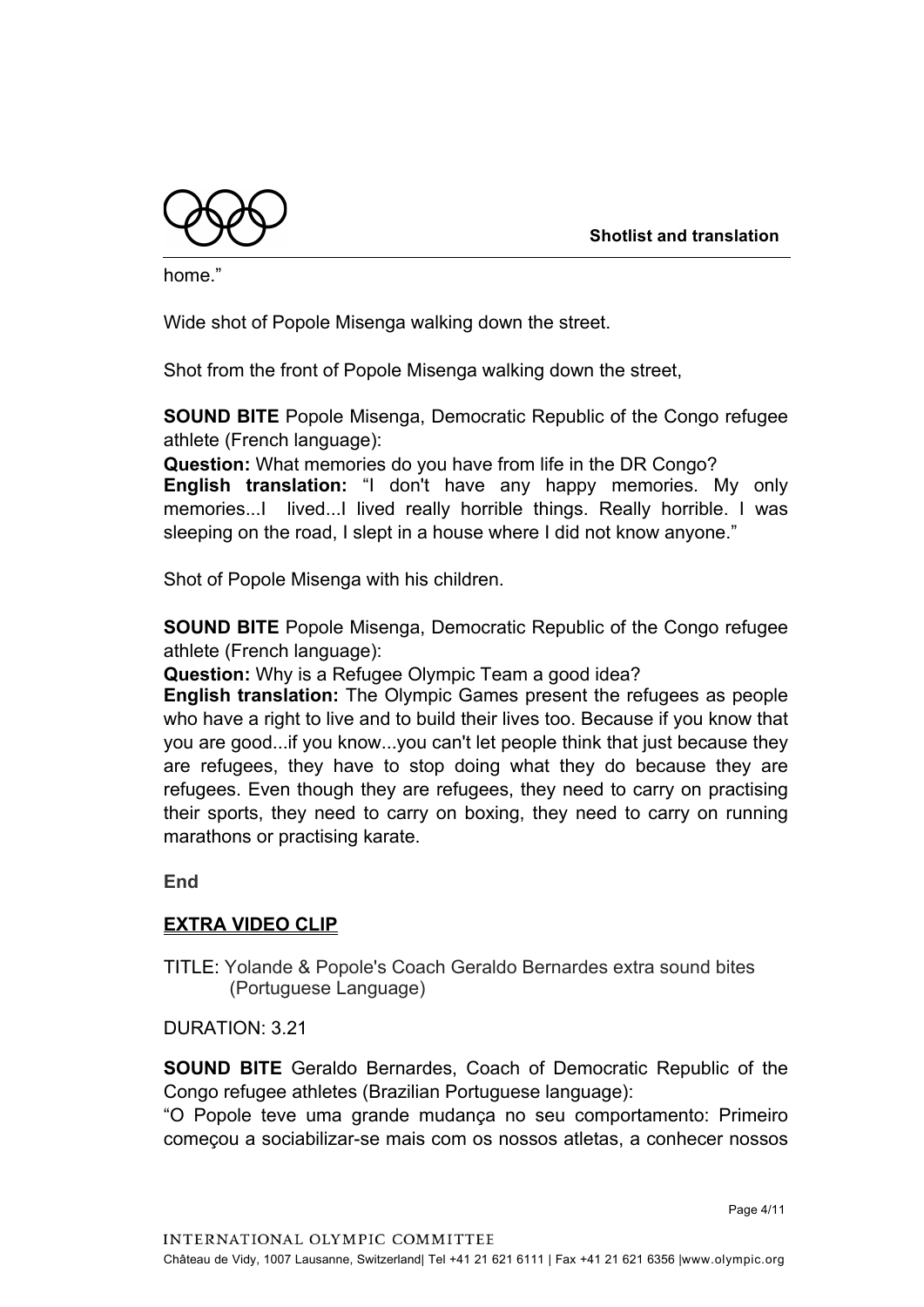home."

Wide shot of Popole Misenga walking down the street.

Shot from the front of Popole Misenga walking down the street,

**SOUND BITE** Popole Misenga, Democratic Republic of the Congo refugee athlete (French language):

**Question:** What memories do you have from life in the DR Congo?

**English translation:** "I don't have any happy memories. My only memories...I lived...I lived really horrible things. Really horrible. I was sleeping on the road, I slept in a house where I did not know anyone."

Shot of Popole Misenga with his children.

**SOUND BITE** Popole Misenga, Democratic Republic of the Congo refugee athlete (French language):

**Question:** Why is a Refugee Olympic Team a good idea?

**English translation:** The Olympic Games present the refugees as people who have a right to live and to build their lives too. Because if you know that you are good...if you know...you can't let people think that just because they are refugees, they have to stop doing what they do because they are refugees. Even though they are refugees, they need to carry on practising their sports, they need to carry on boxing, they need to carry on running marathons or practising karate.

**End**

## EXTRA VIDEO CLIP

TITLE: Yolande & Popole's Coach Geraldo Bernardes extra sound bites (Portuguese Language)

DURATION: 3.21

**SOUND BITE** Geraldo Bernardes, Coach of Democratic Republic of the Congo refugee athletes (Brazilian Portuguese language):

"O Popole teve uma grande mudança no seu comportamento: Primeiro começou a sociabilizar-se mais com os nossos atletas, a conhecer nossos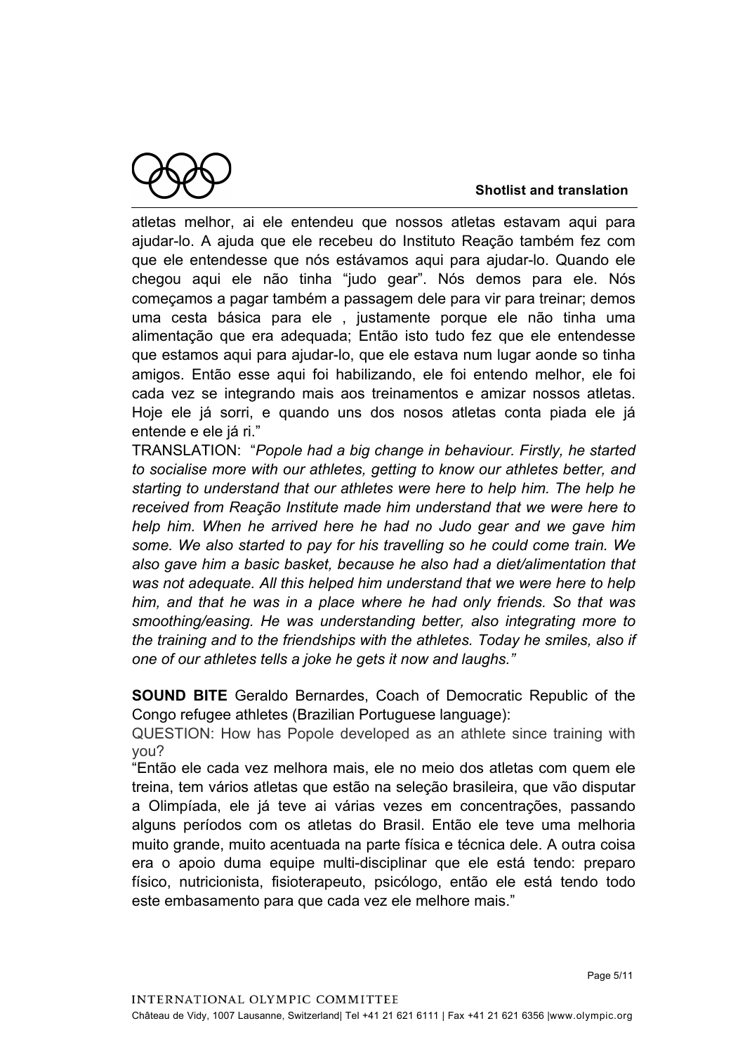atletas melhor, ai ele entendeu que nossos atletas estavam aqui para ajudar-lo. A ajuda que ele recebeu do Instituto Reação também fez com que ele entendesse que nós estávamos aqui para ajudar-lo. Quando ele chegou aqui ele não tinha "judo gear". Nós demos para ele. Nós começamos a pagar também a passagem dele para vir para treinar; demos uma cesta básica para ele , justamente porque ele não tinha uma alimentação que era adequada; Então isto tudo fez que ele entendesse que estamos aqui para ajudar-lo, que ele estava num lugar aonde so tinha amigos. Então esse aqui foi habilizando, ele foi entendo melhor, ele foi cada vez se integrando mais aos treinamentos e amizar nossos atletas. Hoje ele já sorri, e quando uns dos nosos atletas conta piada ele já entende e ele já ri."

TRANSLATION: "*Popole had a big change in behaviour. Firstly, he started to socialise more with our athletes, getting to know our athletes better, and starting to understand that our athletes were here to help him. The help he received from Reação Institute made him understand that we were here to help him. When he arrived here he had no Judo gear and we gave him some. We also started to pay for his travelling so he could come train. We also gave him a basic basket, because he also had a diet/alimentation that was not adequate. All this helped him understand that we were here to help him, and that he was in a place where he had only friends. So that was smoothing/easing. He was understanding better, also integrating more to the training and to the friendships with the athletes. Today he smiles, also if one of our athletes tells a joke he gets it now and laughs.*"

**SOUND BITE** Geraldo Bernardes, Coach of Democratic Republic of the Congo refugee athletes (Brazilian Portuguese language):

QUESTION: How has Popole developed as an athlete since training with you?

"Então ele cada vez melhora mais, ele no meio dos atletas com quem ele treina, tem vários atletas que estão na seleção brasileira, que vão disputar a Olimpíada, ele já teve ai várias vezes em concentrações, passando alguns períodos com os atletas do Brasil. Então ele teve uma melhoria muito grande, muito acentuada na parte física e técnica dele. A outra coisa era o apoio duma equipe multi-disciplinar que ele está tendo: preparo físico, nutricionista, fisioterapeuto, psicólogo, então ele está tendo todo este embasamento para que cada vez ele melhore mais."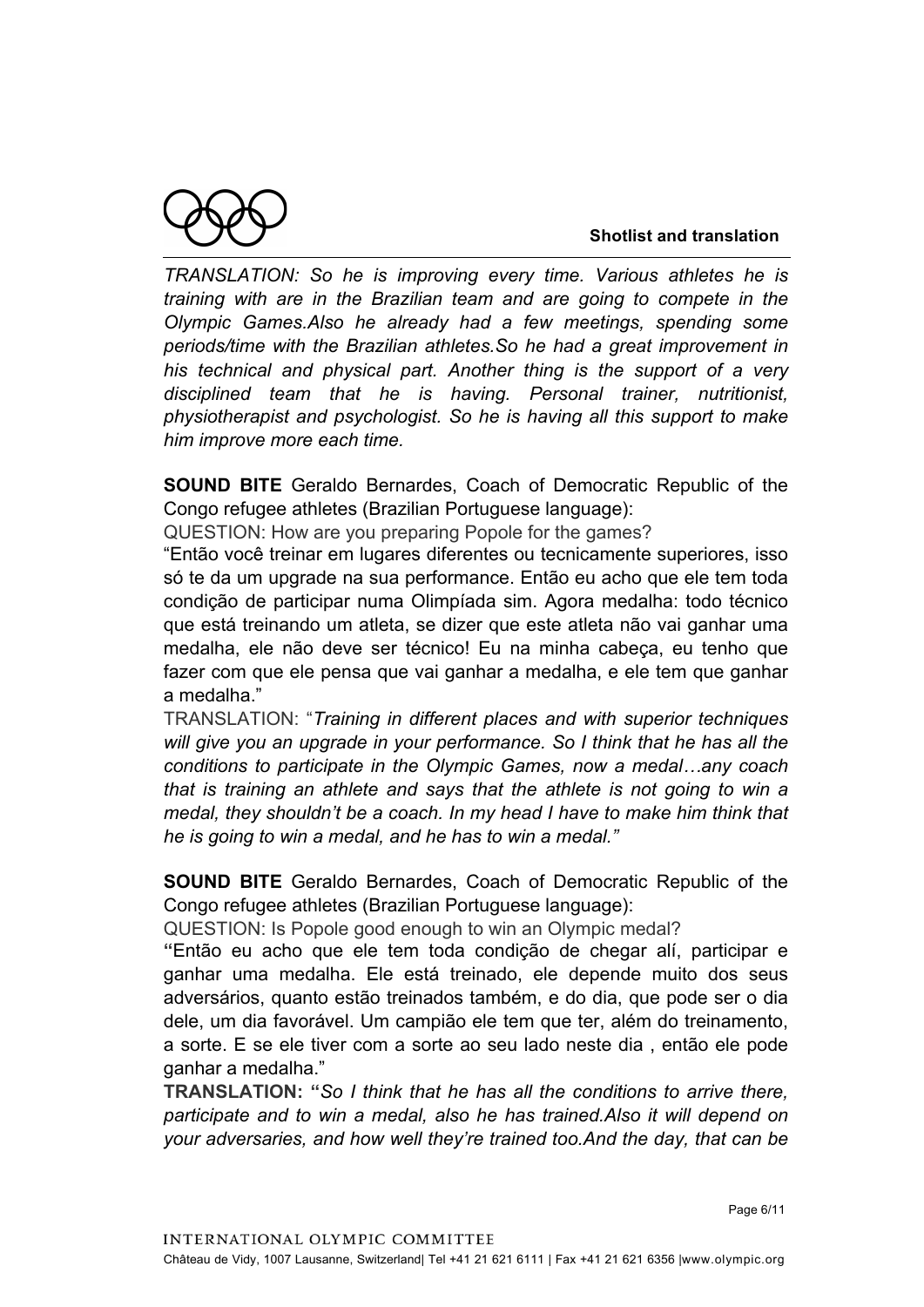*TRANSLATION: So he is improving every time. Various athletes he is training with are in the Brazilian team and are going to compete in the Olympic Games.Also he already had a few meetings, spending some periods/time with the Brazilian athletes.So he had a great improvement in his technical and physical part. Another thing is the support of a very disciplined team that he is having. Personal trainer, nutritionist, physiotherapist and psychologist. So he is having all this support to make him improve more each time.*

**SOUND BITE** Geraldo Bernardes, Coach of Democratic Republic of the Congo refugee athletes (Brazilian Portuguese language):

QUESTION: How are you preparing Popole for the games?

"Então você treinar em lugares diferentes ou tecnicamente superiores, isso só te da um upgrade na sua performance. Então eu acho que ele tem toda condição de participar numa Olimpíada sim. Agora medalha: todo técnico que está treinando um atleta, se dizer que este atleta não vai ganhar uma medalha, ele não deve ser técnico! Eu na minha cabeça, eu tenho que fazer com que ele pensa que vai ganhar a medalha, e ele tem que ganhar a medalha."

TRANSLATION: "*Training in different places and with superior techniques will give you an upgrade in your performance. So I think that he has all the conditions to participate in the Olympic Games, now a medal…any coach that is training an athlete and says that the athlete is not going to win a medal, they shouldn't be a coach. In my head I have to make him think that he is going to win a medal, and he has to win a medal."*

**SOUND BITE** Geraldo Bernardes, Coach of Democratic Republic of the Congo refugee athletes (Brazilian Portuguese language):

QUESTION: Is Popole good enough to win an Olympic medal?

"Então eu acho que ele tem toda condição de chegar alí, participar e ganhar uma medalha. Ele está treinado, ele depende muito dos seus adversários, quanto estão treinados também, e do dia, que pode ser o dia dele, um dia favorável. Um campião ele tem que ter, além do treinamento, a sorte. E se ele tiver com a sorte ao seu lado neste dia , então ele pode ganhar a medalha."

**TRANSLATION:** "*So I think that he has all the conditions to arrive there, participate and to win a medal, also he has trained.Also it will depend on your adversaries, and how well they're trained too.And the day, that can be*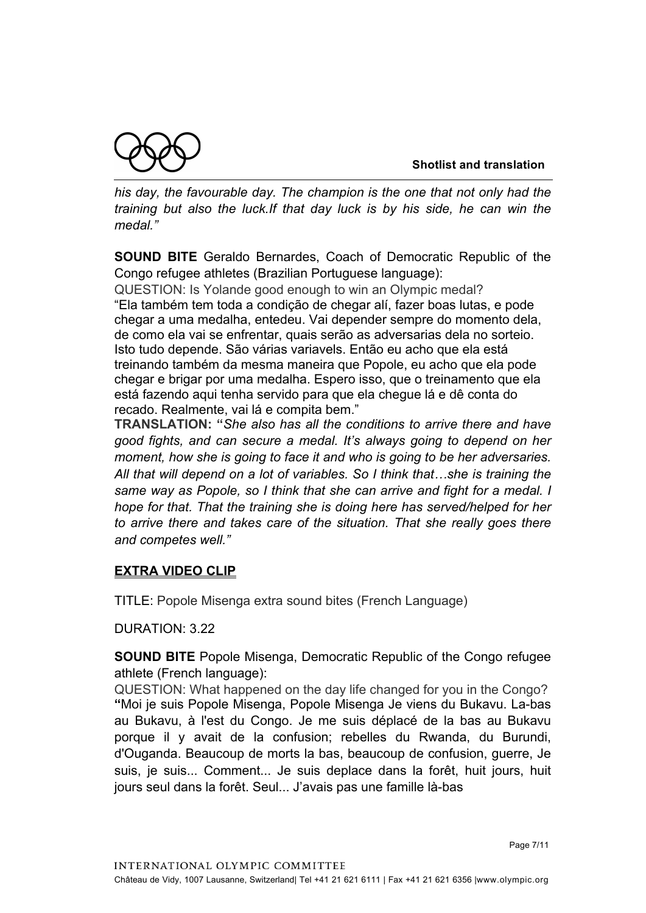*his day, the favourable day. The champion is the one that not only had the training but also the luck.If that day luck is by his side, he can win the medal."*

**SOUND BITE** Geraldo Bernardes, Coach of Democratic Republic of the Congo refugee athletes (Brazilian Portuguese language):

QUESTION: Is Yolande good enough to win an Olympic medal?

"Ela também tem toda a condição de chegar alí, fazer boas lutas, e pode chegar a uma medalha, entedeu. Vai depender sempre do momento dela, de como ela vai se enfrentar, quais serão as adversarias dela no sorteio. Isto tudo depende. São várias variavels. Então eu acho que ela está treinando também da mesma maneira que Popole, eu acho que ela pode chegar e brigar por uma medalha. Espero isso, que o treinamento que ela está fazendo aqui tenha servido para que ela chegue lá e dê conta do recado. Realmente, vai lá e compita bem."

**TRANSLATION:** "*She also has all the conditions to arrive there and have good fights, and can secure a medal. It's always going to depend on her moment, how she is going to face it and who is going to be her adversaries. All that will depend on a lot of variables. So I think that…she is training the same way as Popole, so I think that she can arrive and fight for a medal. I hope for that. That the training she is doing here has served/helped for her to arrive there and takes care of the situation. That she really goes there and competes well."*

## EXTRA VIDEO CLIP

TITLE: Popole Misenga extra sound bites (French Language)

DURATION: 3.22

**SOUND BITE** Popole Misenga, Democratic Republic of the Congo refugee athlete (French language):

QUESTION: What happened on the day life changed for you in the Congo?

**"**Moi je suis Popole Misenga, Popole Misenga Je viens du Bukavu. La-bas au Bukavu, à l'est du Congo. Je me suis déplacé de la bas au Bukavu porque il y avait de la confusion; rebelles du Rwanda, du Burundi, d'Ouganda. Beaucoup de morts la bas, beaucoup de confusion, guerre, Je suis, je suis... Comment... Je suis deplace dans la forêt, huit jours, huit jours seul dans la forêt. Seul... J'avais pas une famille là-bas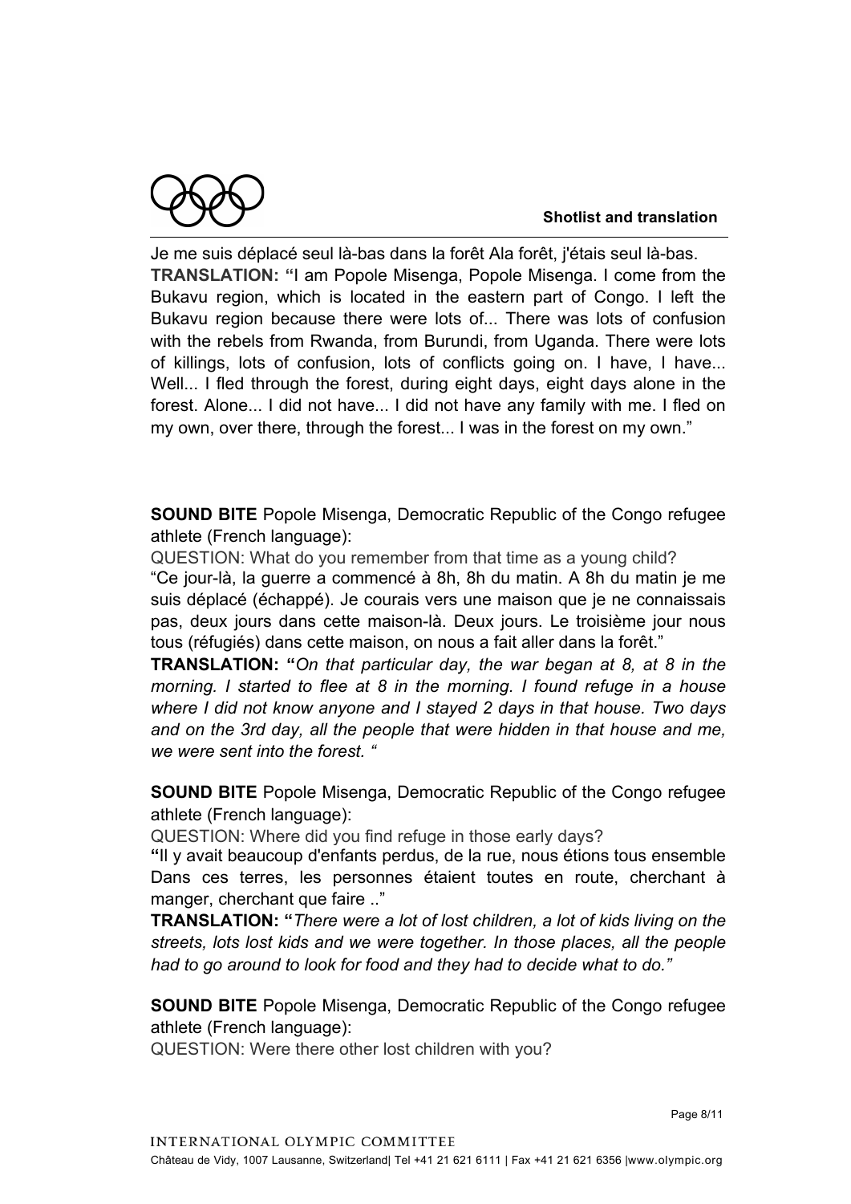Je me suis déplacé seul là-bas dans la forêt Ala forêt, j'étais seul là-bas.
**TRANSLATION: "**I am Popole Misenga, Popole Misenga. I come from the Bukavu region, which is located in the eastern part of Congo. I left the Bukavu region because there were lots of... There was lots of confusion with the rebels from Rwanda, from Burundi, from Uganda. There were lots of killings, lots of confusion, lots of conflicts going on. I have, I have... Well... I fled through the forest, during eight days, eight days alone in the forest. Alone... I did not have... I did not have any family with me. I fled on my own, over there, through the forest... I was in the forest on my own."

**SOUND BITE** Popole Misenga, Democratic Republic of the Congo refugee athlete (French language):

QUESTION: What do you remember from that time as a young child?

"Ce jour-là, la guerre a commencé à 8h, 8h du matin. A 8h du matin je me suis déplacé (échappé). Je courais vers une maison que je ne connaissais pas, deux jours dans cette maison-là. Deux jours. Le troisième jour nous tous (réfugiés) dans cette maison, on nous a fait aller dans la forêt."

**TRANSLATION: "***On that particular day, the war began at 8, at 8 in the morning. I started to flee at 8 in the morning. I found refuge in a house where I did not know anyone and I stayed 2 days in that house. Two days and on the 3rd day, all the people that were hidden in that house and me, we were sent into the forest. "*

**SOUND BITE** Popole Misenga, Democratic Republic of the Congo refugee athlete (French language):

QUESTION: Where did you find refuge in those early days?

**"**Il y avait beaucoup d'enfants perdus, de la rue, nous étions tous ensemble Dans ces terres, les personnes étaient toutes en route, cherchant à manger, cherchant que faire .."

**TRANSLATION: "***There were a lot of lost children, a lot of kids living on the streets, lots lost kids and we were together. In those places, all the people had to go around to look for food and they had to decide what to do."*

**SOUND BITE** Popole Misenga, Democratic Republic of the Congo refugee athlete (French language):

QUESTION: Were there other lost children with you?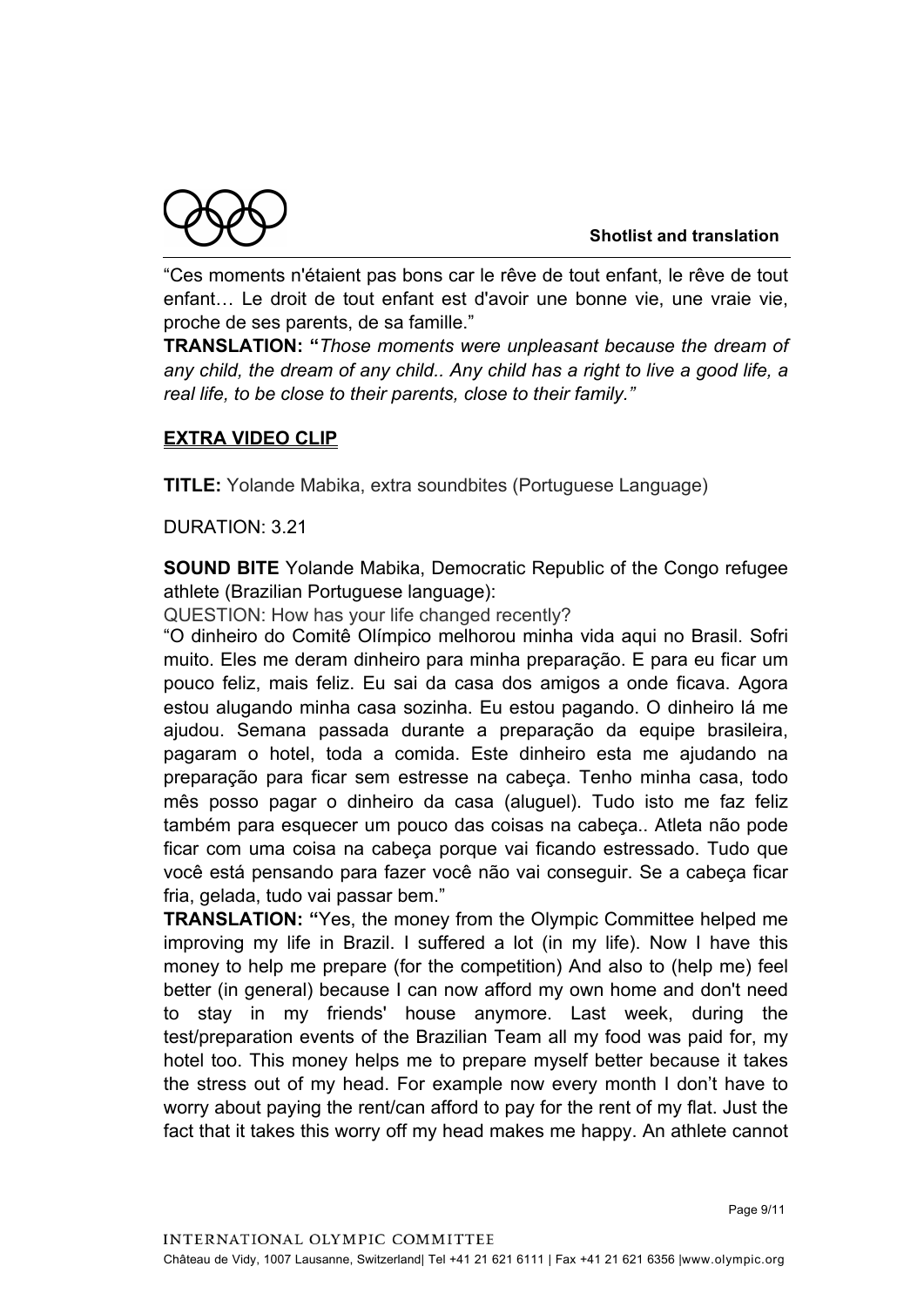"Ces moments n'étaient pas bons car le rêve de tout enfant, le rêve de tout enfant… Le droit de tout enfant est d'avoir une bonne vie, une vraie vie, proche de ses parents, de sa famille."

**TRANSLATION: "***Those moments were unpleasant because the dream of any child, the dream of any child.. Any child has a right to live a good life, a real life, to be close to their parents, close to their family."*

**EXTRA VIDEO CLIP**

**TITLE:** Yolande Mabika, extra soundbites (Portuguese Language)

DURATION: 3.21

**SOUND BITE** Yolande Mabika, Democratic Republic of the Congo refugee athlete (Brazilian Portuguese language):

QUESTION: How has your life changed recently?

"O dinheiro do Comitê Olímpico melhorou minha vida aqui no Brasil. Sofri muito. Eles me deram dinheiro para minha preparação. E para eu ficar um pouco feliz, mais feliz. Eu sai da casa dos amigos a onde ficava. Agora estou alugando minha casa sozinha. Eu estou pagando. O dinheiro lá me ajudou. Semana passada durante a preparação da equipe brasileira, pagaram o hotel, toda a comida. Este dinheiro esta me ajudando na preparação para ficar sem estresse na cabeça. Tenho minha casa, todo mês posso pagar o dinheiro da casa (aluguel). Tudo isto me faz feliz também para esquecer um pouco das coisas na cabeça.. Atleta não pode ficar com uma coisa na cabeça porque vai ficando estressado. Tudo que você está pensando para fazer você não vai conseguir. Se a cabeça ficar fria, gelada, tudo vai passar bem."

**TRANSLATION: "**Yes, the money from the Olympic Committee helped me improving my life in Brazil. I suffered a lot (in my life). Now I have this money to help me prepare (for the competition) And also to (help me) feel better (in general) because I can now afford my own home and don't need to stay in my friends' house anymore. Last week, during the test/preparation events of the Brazilian Team all my food was paid for, my hotel too. This money helps me to prepare myself better because it takes the stress out of my head. For example now every month I don't have to worry about paying the rent/can afford to pay for the rent of my flat. Just the fact that it takes this worry off my head makes me happy. An athlete cannot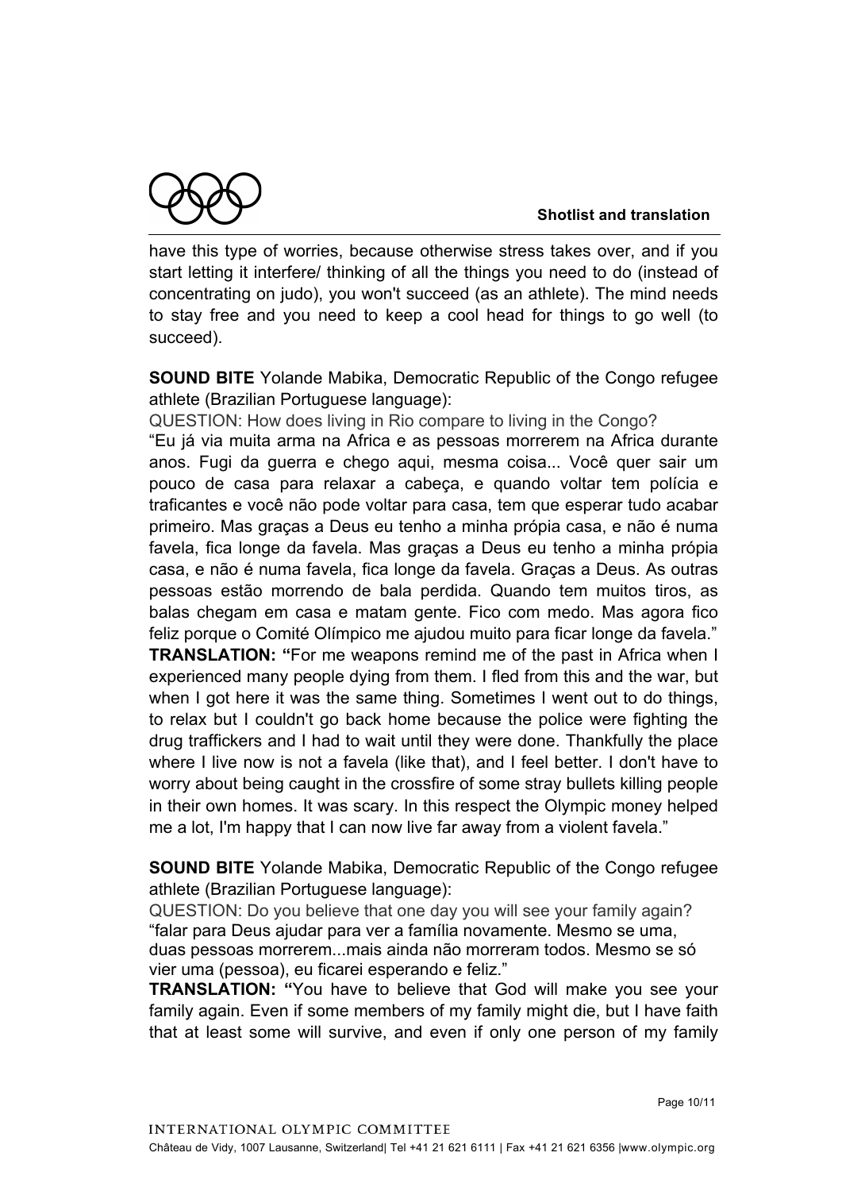have this type of worries, because otherwise stress takes over, and if you start letting it interfere/ thinking of all the things you need to do (instead of concentrating on judo), you won't succeed (as an athlete). The mind needs to stay free and you need to keep a cool head for things to go well (to succeed).

**SOUND BITE** Yolande Mabika, Democratic Republic of the Congo refugee athlete (Brazilian Portuguese language):

QUESTION: How does living in Rio compare to living in the Congo?

"Eu já via muita arma na Africa e as pessoas morrerem na Africa durante anos. Fugi da guerra e chego aqui, mesma coisa... Você quer sair um pouco de casa para relaxar a cabeça, e quando voltar tem polícia e traficantes e você não pode voltar para casa, tem que esperar tudo acabar primeiro. Mas graças a Deus eu tenho a minha própia casa, e não é numa favela, fica longe da favela. Mas graças a Deus eu tenho a minha própia casa, e não é numa favela, fica longe da favela. Graças a Deus. As outras pessoas estão morrendo de bala perdida. Quando tem muitos tiros, as balas chegam em casa e matam gente. Fico com medo. Mas agora fico feliz porque o Comité Olímpico me ajudou muito para ficar longe da favela."

**TRANSLATION: "**For me weapons remind me of the past in Africa when I experienced many people dying from them. I fled from this and the war, but when I got here it was the same thing. Sometimes I went out to do things, to relax but I couldn't go back home because the police were fighting the drug traffickers and I had to wait until they were done. Thankfully the place where I live now is not a favela (like that), and I feel better. I don't have to worry about being caught in the crossfire of some stray bullets killing people in their own homes. It was scary. In this respect the Olympic money helped me a lot, I'm happy that I can now live far away from a violent favela."

**SOUND BITE** Yolande Mabika, Democratic Republic of the Congo refugee athlete (Brazilian Portuguese language):

QUESTION: Do you believe that one day you will see your family again?

"falar para Deus ajudar para ver a família novamente. Mesmo se uma, duas pessoas morrerem...mais ainda não morreram todos. Mesmo se só vier uma (pessoa), eu ficarei esperando e feliz."

**TRANSLATION: "**You have to believe that God will make you see your family again. Even if some members of my family might die, but I have faith that at least some will survive, and even if only one person of my family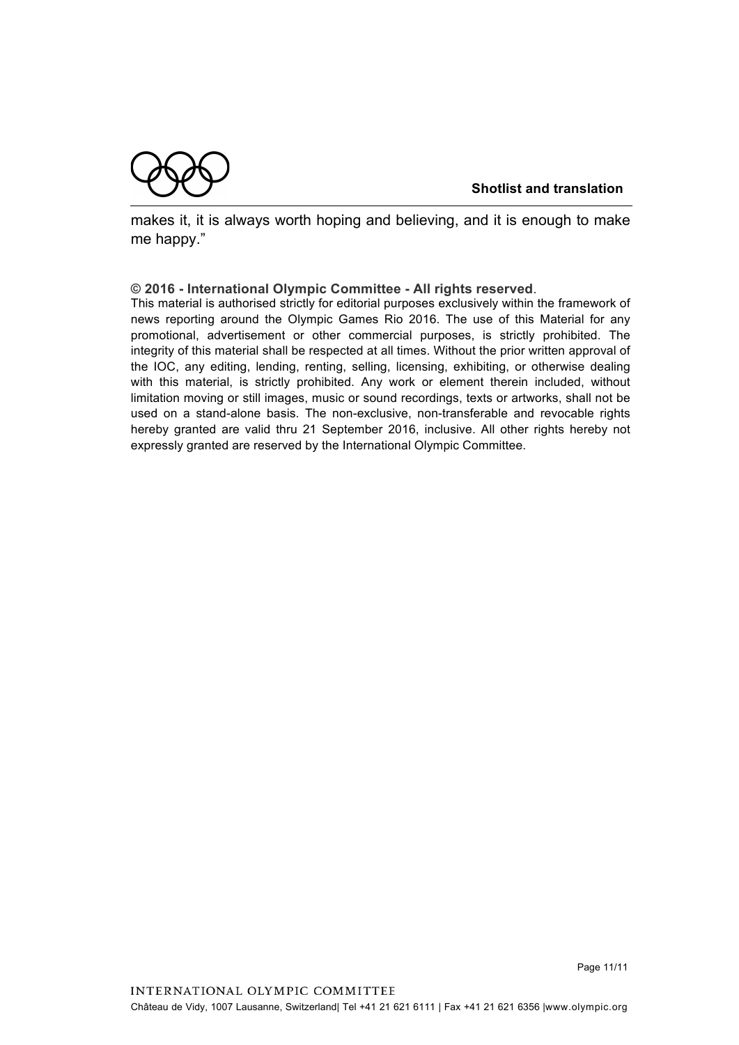makes it, it is always worth hoping and believing, and it is enough to make me happy."

**© 2016 - International Olympic Committee - All rights reserved**.

This material is authorised strictly for editorial purposes exclusively within the framework of news reporting around the Olympic Games Rio 2016. The use of this Material for any promotional, advertisement or other commercial purposes, is strictly prohibited. The integrity of this material shall be respected at all times. Without the prior written approval of the IOC, any editing, lending, renting, selling, licensing, exhibiting, or otherwise dealing with this material, is strictly prohibited. Any work or element therein included, without limitation moving or still images, music or sound recordings, texts or artworks, shall not be used on a stand-alone basis. The non-exclusive, non-transferable and revocable rights hereby granted are valid thru 21 September 2016, inclusive. All other rights hereby not expressly granted are reserved by the International Olympic Committee.